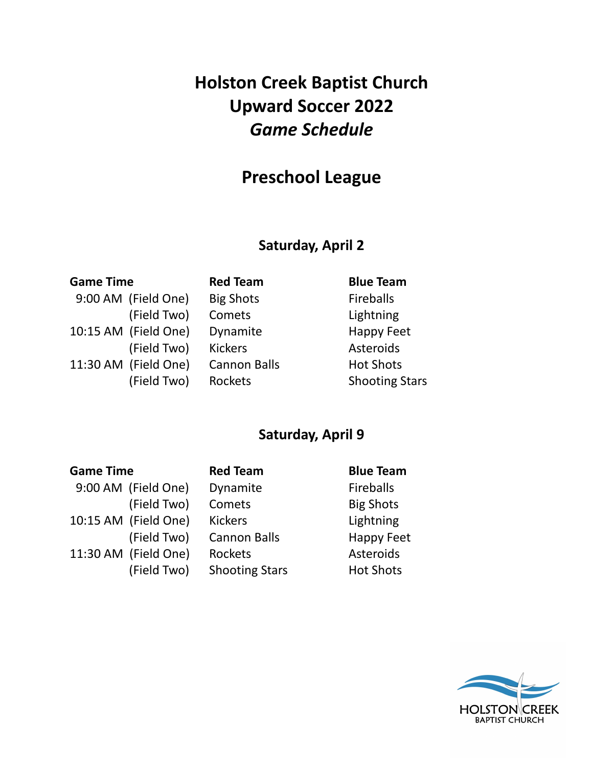# Holston Creek Baptist Church
# Upward Soccer 2022
# *Game Schedule*

## Preschool League

### Saturday, April 2

| Game Time | | Red Team | Blue Team |
|---|---|---|---|
| 9:00 AM | (Field One) | Big Shots | Fireballs |
| | (Field Two) | Comets | Lightning |
| 10:15 AM | (Field One) | Dynamite | Happy Feet |
| | (Field Two) | Kickers | Asteroids |
| 11:30 AM | (Field One) | Cannon Balls | Hot Shots |
| | (Field Two) | Rockets | Shooting Stars |

### Saturday, April 9

| Game Time | | Red Team | Blue Team |
|---|---|---|---|
| 9:00 AM | (Field One) | Dynamite | Fireballs |
| | (Field Two) | Comets | Big Shots |
| 10:15 AM | (Field One) | Kickers | Lightning |
| | (Field Two) | Cannon Balls | Happy Feet |
| 11:30 AM | (Field One) | Rockets | Asteroids |
| | (Field Two) | Shooting Stars | Hot Shots |

HOLSTON CREEK
BAPTIST CHURCH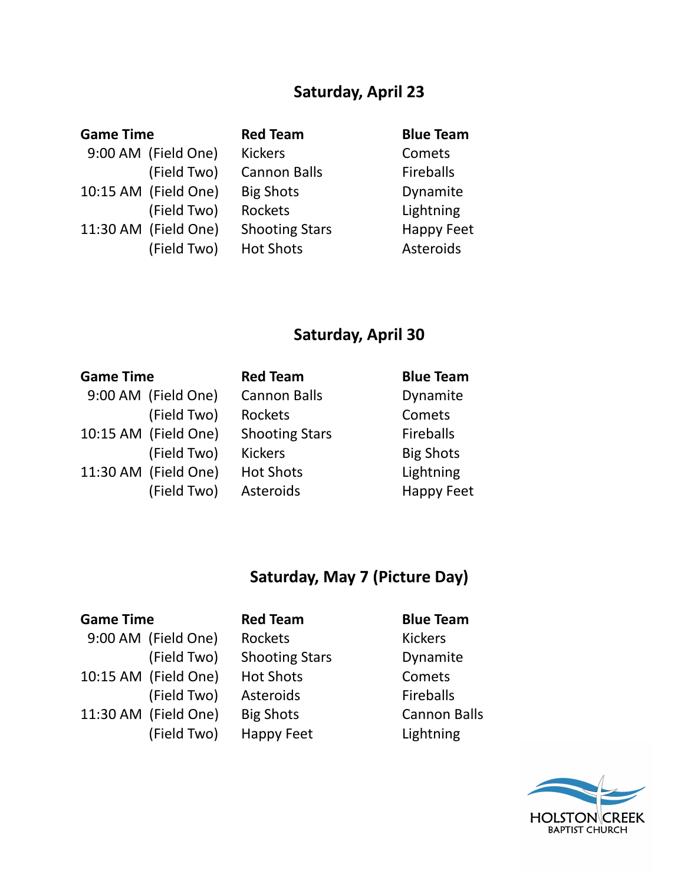## Saturday, April 23

| Game Time | | Red Team | Blue Team |
|---|---|---|---|
| 9:00 AM | (Field One) | Kickers | Comets |
| | (Field Two) | Cannon Balls | Fireballs |
| 10:15 AM | (Field One) | Big Shots | Dynamite |
| | (Field Two) | Rockets | Lightning |
| 11:30 AM | (Field One) | Shooting Stars | Happy Feet |
| | (Field Two) | Hot Shots | Asteroids |

## Saturday, April 30

| Game Time | | Red Team | Blue Team |
|---|---|---|---|
| 9:00 AM | (Field One) | Cannon Balls | Dynamite |
| | (Field Two) | Rockets | Comets |
| 10:15 AM | (Field One) | Shooting Stars | Fireballs |
| | (Field Two) | Kickers | Big Shots |
| 11:30 AM | (Field One) | Hot Shots | Lightning |
| | (Field Two) | Asteroids | Happy Feet |

## Saturday, May 7 (Picture Day)

| Game Time | | Red Team | Blue Team |
|---|---|---|---|
| 9:00 AM | (Field One) | Rockets | Kickers |
| | (Field Two) | Shooting Stars | Dynamite |
| 10:15 AM | (Field One) | Hot Shots | Comets |
| | (Field Two) | Asteroids | Fireballs |
| 11:30 AM | (Field One) | Big Shots | Cannon Balls |
| | (Field Two) | Happy Feet | Lightning |

HOLSTON CREEK
BAPTIST CHURCH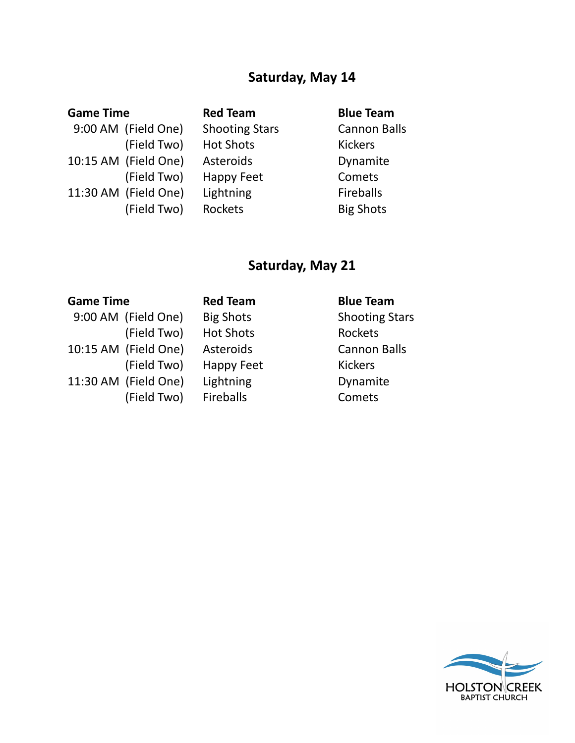## Saturday, May 14

| Game Time | | Red Team | Blue Team |
|---|---|---|---|
| 9:00 AM | (Field One) | Shooting Stars | Cannon Balls |
| | (Field Two) | Hot Shots | Kickers |
| 10:15 AM | (Field One) | Asteroids | Dynamite |
| | (Field Two) | Happy Feet | Comets |
| 11:30 AM | (Field One) | Lightning | Fireballs |
| | (Field Two) | Rockets | Big Shots |

## Saturday, May 21

| Game Time | | Red Team | Blue Team |
|---|---|---|---|
| 9:00 AM | (Field One) | Big Shots | Shooting Stars |
| | (Field Two) | Hot Shots | Rockets |
| 10:15 AM | (Field One) | Asteroids | Cannon Balls |
| | (Field Two) | Happy Feet | Kickers |
| 11:30 AM | (Field One) | Lightning | Dynamite |
| | (Field Two) | Fireballs | Comets |

HOLSTON CREEK
BAPTIST CHURCH